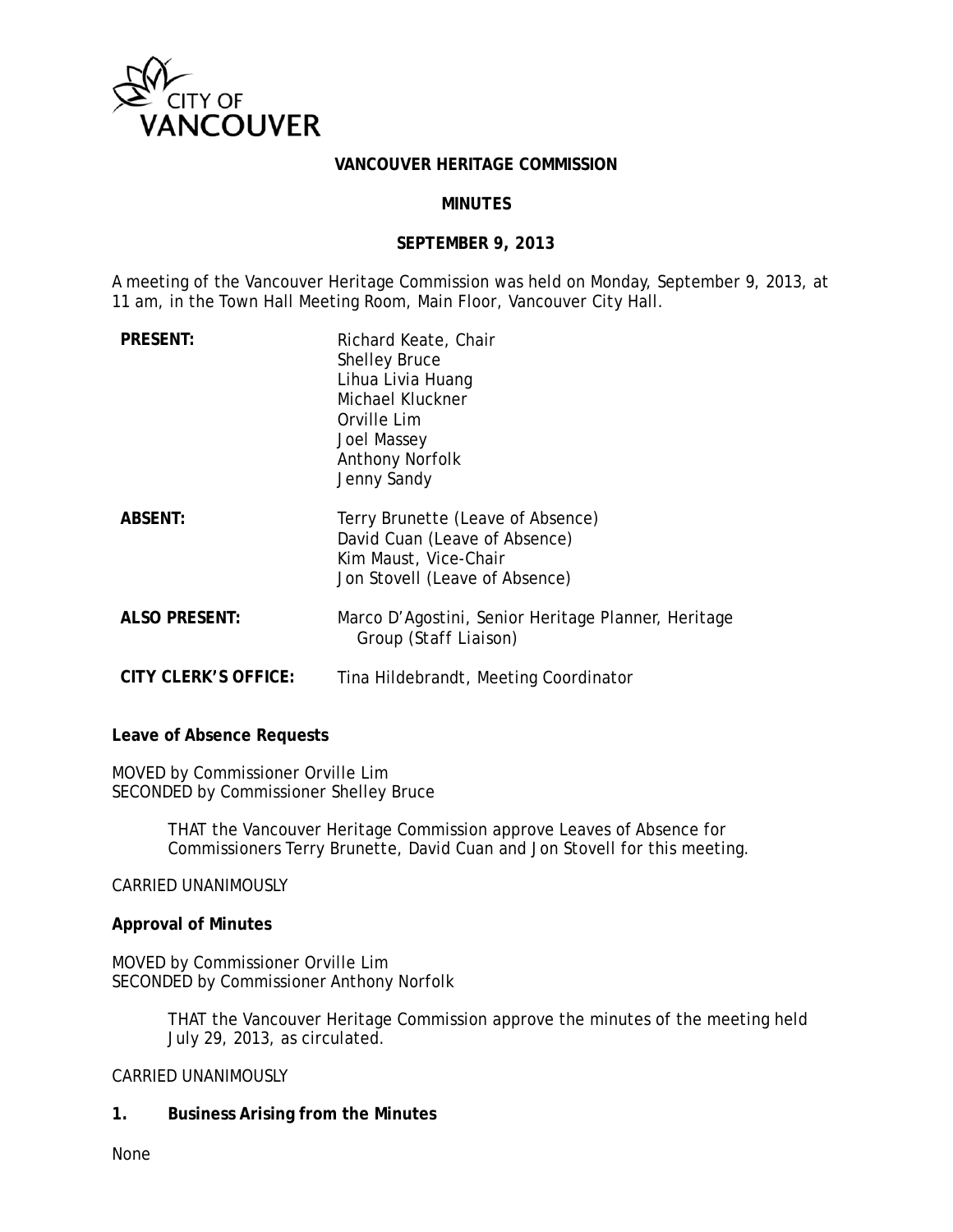CITY OF VANCOUVER

**VANCOUVER HERITAGE COMMISSION**

**MINUTES**

**SEPTEMBER 9, 2013**

A meeting of the Vancouver Heritage Commission was held on Monday, September 9, 2013, at 11 am, in the Town Hall Meeting Room, Main Floor, Vancouver City Hall.

| | |
|---|---|
| **PRESENT:** | Richard Keate, Chair<br>Shelley Bruce<br>Lihua Livia Huang<br>Michael Kluckner<br>Orville Lim<br>Joel Massey<br>Anthony Norfolk<br>Jenny Sandy |
| **ABSENT:** | Terry Brunette (Leave of Absence)<br>David Cuan (Leave of Absence)<br>Kim Maust, Vice-Chair<br>Jon Stovell (Leave of Absence) |
| **ALSO PRESENT:** | Marco D'Agostini, Senior Heritage Planner, Heritage Group (Staff Liaison) |
| **CITY CLERK'S OFFICE:** | Tina Hildebrandt, Meeting Coordinator |

**Leave of Absence Requests**

MOVED by Commissioner Orville Lim
SECONDED by Commissioner Shelley Bruce

> THAT the Vancouver Heritage Commission approve Leaves of Absence for Commissioners Terry Brunette, David Cuan and Jon Stovell for this meeting.

CARRIED UNANIMOUSLY

**Approval of Minutes**

MOVED by Commissioner Orville Lim
SECONDED by Commissioner Anthony Norfolk

> THAT the Vancouver Heritage Commission approve the minutes of the meeting held July 29, 2013, as circulated.

CARRIED UNANIMOUSLY

**1. Business Arising from the Minutes**

None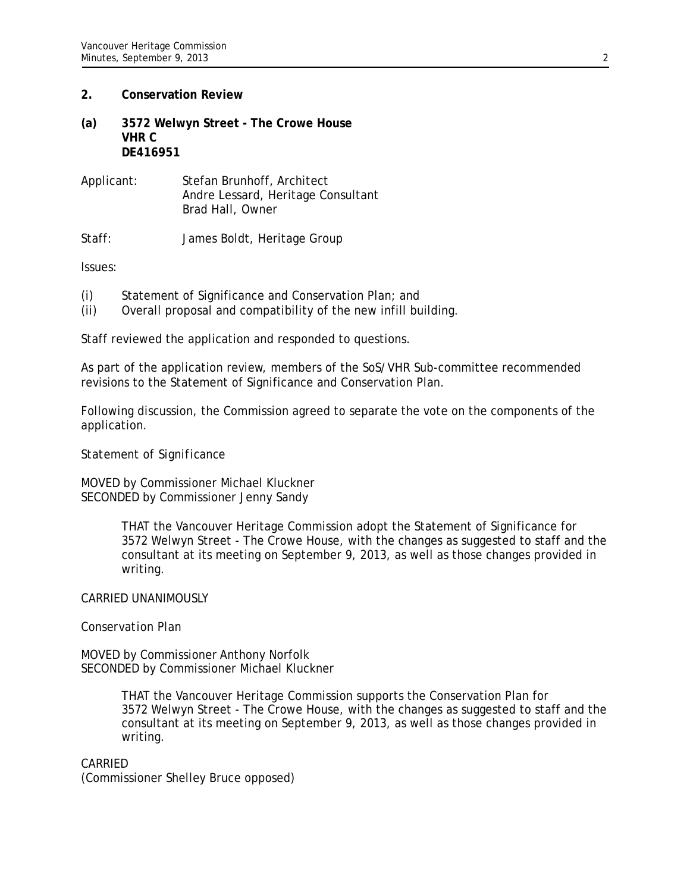## 2. Conservation Review

### (a) 3572 Welwyn Street - The Crowe House
**VHR C**
**DE416951**

Applicant: Stefan Brunhoff, Architect
Andre Lessard, Heritage Consultant
Brad Hall, Owner

Staff: James Boldt, Heritage Group

Issues:

(i) Statement of Significance and Conservation Plan; and
(ii) Overall proposal and compatibility of the new infill building.

Staff reviewed the application and responded to questions.

As part of the application review, members of the SoS/VHR Sub-committee recommended revisions to the Statement of Significance and Conservation Plan.

Following discussion, the Commission agreed to separate the vote on the components of the application.

*Statement of Significance*

MOVED by Commissioner Michael Kluckner
SECONDED by Commissioner Jenny Sandy

> THAT the Vancouver Heritage Commission adopt the Statement of Significance for 3572 Welwyn Street - The Crowe House, with the changes as suggested to staff and the consultant at its meeting on September 9, 2013, as well as those changes provided in writing.

CARRIED UNANIMOUSLY

*Conservation Plan*

MOVED by Commissioner Anthony Norfolk
SECONDED by Commissioner Michael Kluckner

> THAT the Vancouver Heritage Commission supports the Conservation Plan for 3572 Welwyn Street - The Crowe House, with the changes as suggested to staff and the consultant at its meeting on September 9, 2013, as well as those changes provided in writing.

CARRIED
(Commissioner Shelley Bruce opposed)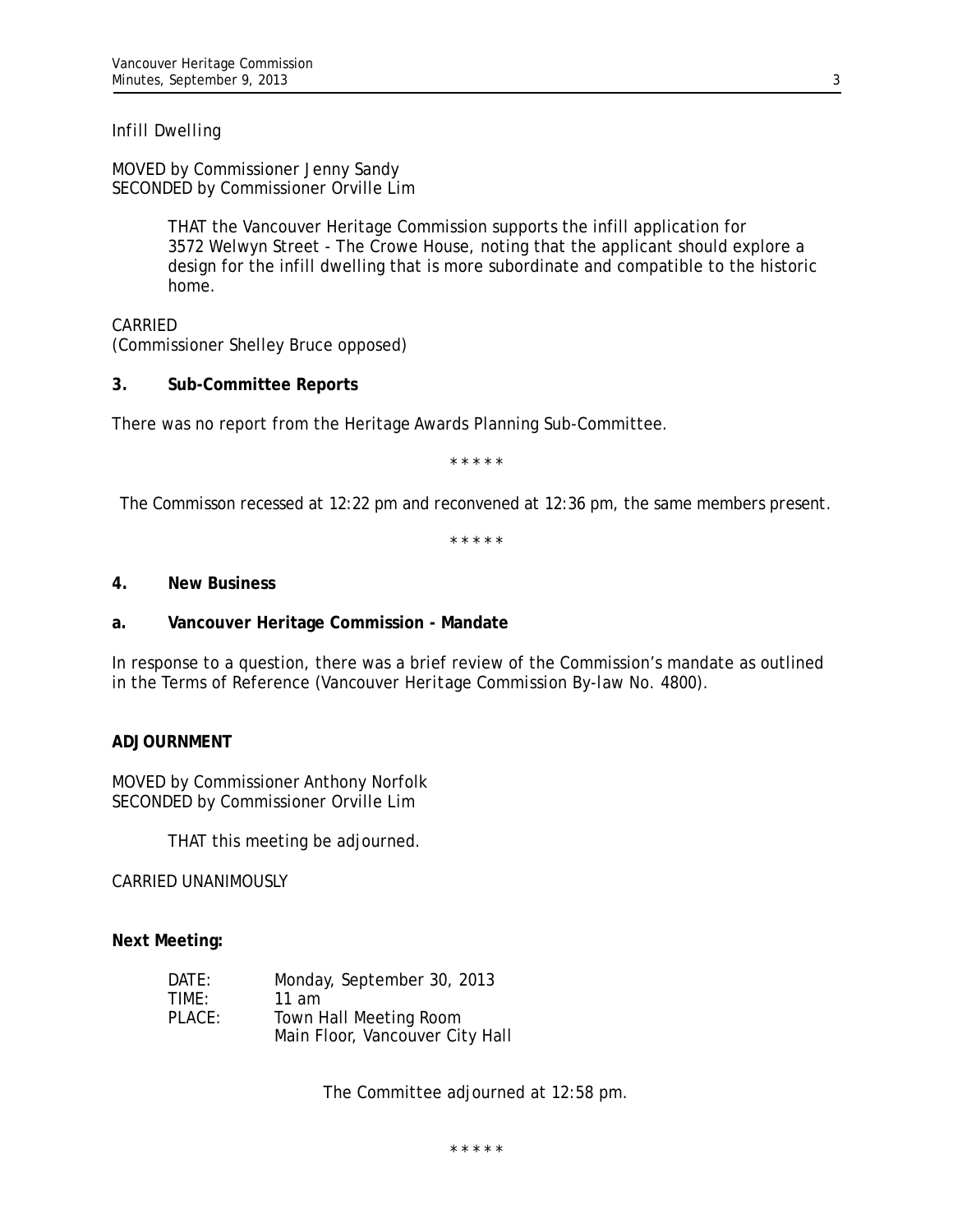*Infill Dwelling*

MOVED by Commissioner Jenny Sandy
SECONDED by Commissioner Orville Lim

> THAT the Vancouver Heritage Commission supports the infill application for 3572 Welwyn Street - The Crowe House, noting that the applicant should explore a design for the infill dwelling that is more subordinate and compatible to the historic home.

CARRIED
(Commissioner Shelley Bruce opposed)

**3. Sub-Committee Reports**

There was no report from the Heritage Awards Planning Sub-Committee.

\* \* \* \* \*

The Commisson recessed at 12:22 pm and reconvened at 12:36 pm, the same members present.

\* \* \* \* \*

**4. New Business**

**a. Vancouver Heritage Commission - Mandate**

In response to a question, there was a brief review of the Commission's mandate as outlined in the Terms of Reference (*Vancouver Heritage Commission By-law No. 4800*).

**ADJOURNMENT**

MOVED by Commissioner Anthony Norfolk
SECONDED by Commissioner Orville Lim

> THAT this meeting be adjourned.

CARRIED UNANIMOUSLY

**Next Meeting:**

| | |
|---|---|
| DATE: | Monday, September 30, 2013 |
| TIME: | 11 am |
| PLACE: | Town Hall Meeting Room<br>Main Floor, Vancouver City Hall |

The Committee adjourned at 12:58 pm.

\* \* \* \* \*